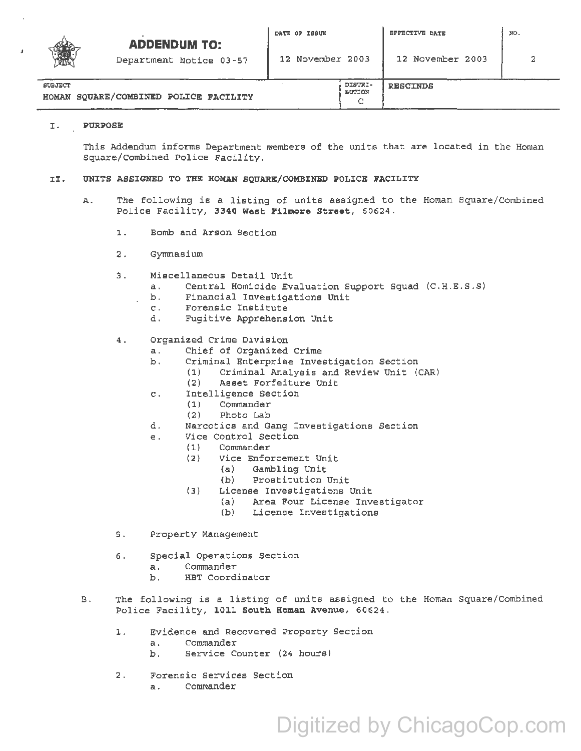| ADDENDUM TO: Department Notice 03-57 | DATE OF ISSUE 12 November 2003 | EFFECTIVE DATE 12 November 2003 | NO. 2 |
| --- | --- | --- | --- |
| SUBJECT HOMAN SQUARE/COMBINED POLICE FACILITY | DISTRIBUTION C | RESCINDS | |

## I. PURPOSE

This Addendum informs Department members of the units that are located in the Homan Square/Combined Police Facility.

## II. UNITS ASSIGNED TO THE HOMAN SQUARE/COMBINED POLICE FACILITY

A. The following is a listing of units assigned to the Homan Square/Combined Police Facility, **3340 West Filmore Street**, 60624.

1. Bomb and Arson Section
2. Gymnasium
3. Miscellaneous Detail Unit
    a. Central Homicide Evaluation Support Squad (C.H.E.S.S)
    b. Financial Investigations Unit
    c. Forensic Institute
    d. Fugitive Apprehension Unit
4. Organized Crime Division
    a. Chief of Organized Crime
    b. Criminal Enterprise Investigation Section
        (1) Criminal Analysis and Review Unit (CAR)
        (2) Asset Forfeiture Unit
    c. Intelligence Section
        (1) Commander
        (2) Photo Lab
    d. Narcotics and Gang Investigations Section
    e. Vice Control Section
        (1) Commander
        (2) Vice Enforcement Unit
            (a) Gambling Unit
            (b) Prostitution Unit
        (3) License Investigations Unit
            (a) Area Four License Investigator
            (b) License Investigations
5. Property Management
6. Special Operations Section
    a. Commander
    b. HBT Coordinator

B. The following is a listing of units assigned to the Homan Square/Combined Police Facility, **1011 South Homan Avenue**, 60624.

1. Evidence and Recovered Property Section
    a. Commander
    b. Service Counter (24 hours)
2. Forensic Services Section
    a. Commander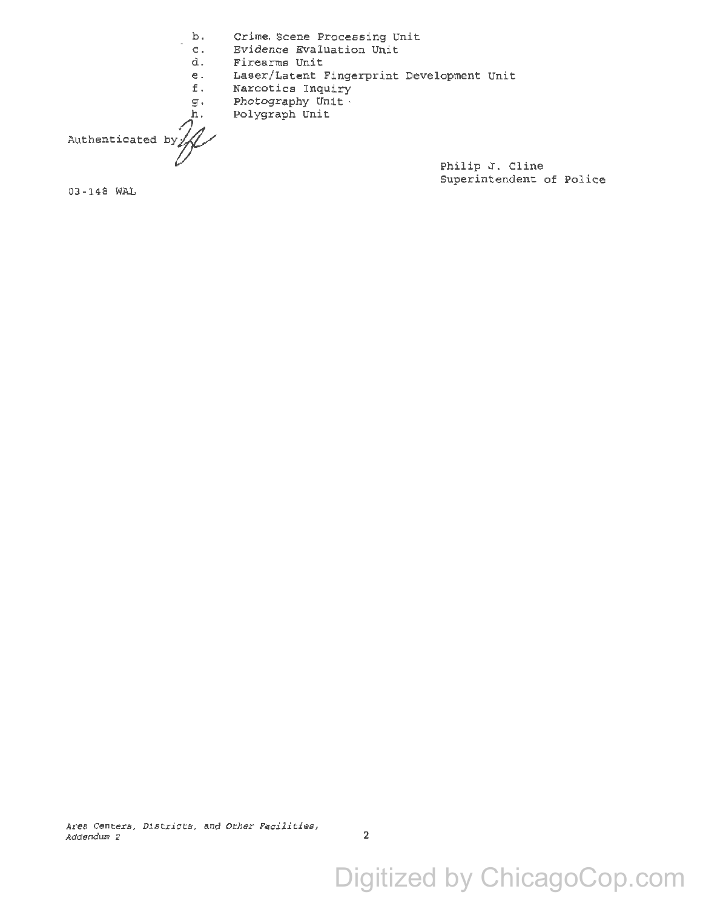b. Crime Scene Processing Unit
c. Evidence Evaluation Unit
d. Firearms Unit
e. Laser/Latent Fingerprint Development Unit
f. Narcotics Inquiry
g. Photography Unit
h. Polygraph Unit

Authenticated by:

Philip J. Cline
Superintendent of Police

03-148 WAL